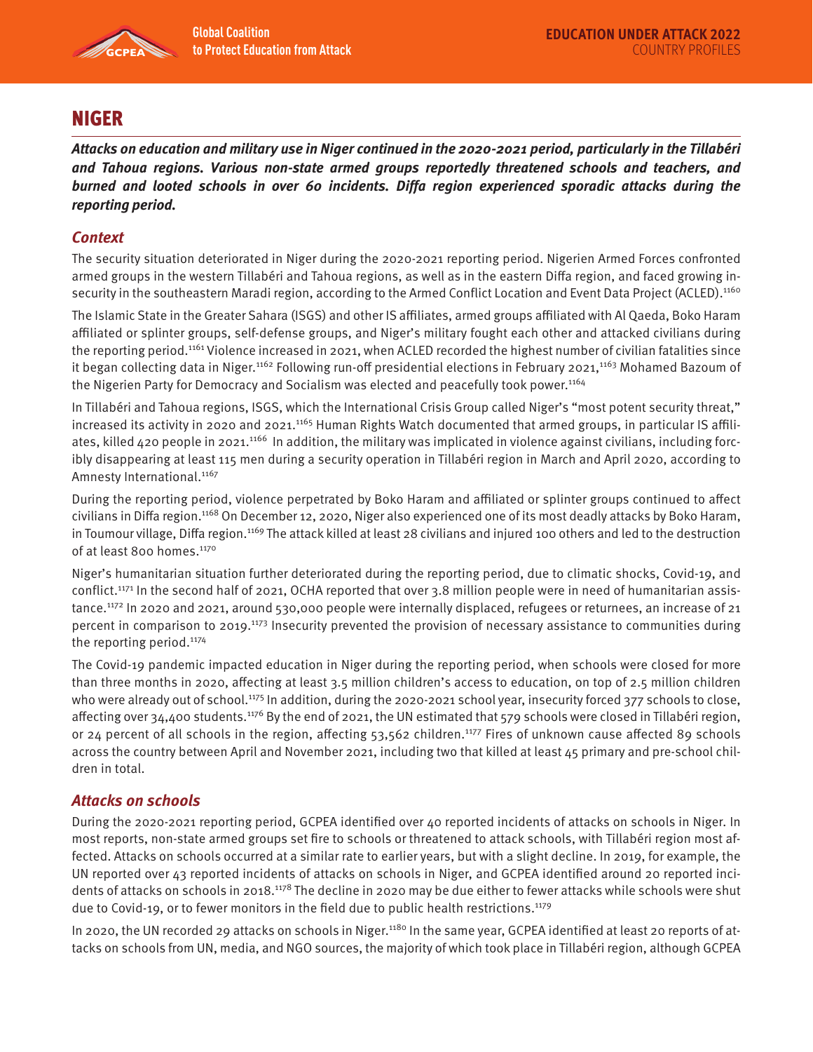# NIGER

***Attacks on education and military use in Niger continued in the 2020-2021 period, particularly in the Tillabéri and Tahoua regions. Various non-state armed groups reportedly threatened schools and teachers, and burned and looted schools in over 60 incidents. Diffa region experienced sporadic attacks during the reporting period.***

## *Context*

The security situation deteriorated in Niger during the 2020-2021 reporting period. Nigerien Armed Forces confronted armed groups in the western Tillabéri and Tahoua regions, as well as in the eastern Diffa region, and faced growing insecurity in the southeastern Maradi region, according to the Armed Conflict Location and Event Data Project (ACLED).[1160]

The Islamic State in the Greater Sahara (ISGS) and other IS affiliates, armed groups affiliated with Al Qaeda, Boko Haram affiliated or splinter groups, self-defense groups, and Niger's military fought each other and attacked civilians during the reporting period.[1161] Violence increased in 2021, when ACLED recorded the highest number of civilian fatalities since it began collecting data in Niger.[1162] Following run-off presidential elections in February 2021,[1163] Mohamed Bazoum of the Nigerien Party for Democracy and Socialism was elected and peacefully took power.[1164]

In Tillabéri and Tahoua regions, ISGS, which the International Crisis Group called Niger's "most potent security threat," increased its activity in 2020 and 2021.[1165] Human Rights Watch documented that armed groups, in particular IS affiliates, killed 420 people in 2021.[1166] In addition, the military was implicated in violence against civilians, including forcibly disappearing at least 115 men during a security operation in Tillabéri region in March and April 2020, according to Amnesty International.[1167]

During the reporting period, violence perpetrated by Boko Haram and affiliated or splinter groups continued to affect civilians in Diffa region.[1168] On December 12, 2020, Niger also experienced one of its most deadly attacks by Boko Haram, in Toumour village, Diffa region.[1169] The attack killed at least 28 civilians and injured 100 others and led to the destruction of at least 800 homes.[1170]

Niger's humanitarian situation further deteriorated during the reporting period, due to climatic shocks, Covid-19, and conflict.[1171] In the second half of 2021, OCHA reported that over 3.8 million people were in need of humanitarian assistance.[1172] In 2020 and 2021, around 530,000 people were internally displaced, refugees or returnees, an increase of 21 percent in comparison to 2019.[1173] Insecurity prevented the provision of necessary assistance to communities during the reporting period.[1174]

The Covid-19 pandemic impacted education in Niger during the reporting period, when schools were closed for more than three months in 2020, affecting at least 3.5 million children's access to education, on top of 2.5 million children who were already out of school.[1175] In addition, during the 2020-2021 school year, insecurity forced 377 schools to close, affecting over 34,400 students.[1176] By the end of 2021, the UN estimated that 579 schools were closed in Tillabéri region, or 24 percent of all schools in the region, affecting 53,562 children.[1177] Fires of unknown cause affected 89 schools across the country between April and November 2021, including two that killed at least 45 primary and pre-school children in total.

## *Attacks on schools*

During the 2020-2021 reporting period, GCPEA identified over 40 reported incidents of attacks on schools in Niger. In most reports, non-state armed groups set fire to schools or threatened to attack schools, with Tillabéri region most affected. Attacks on schools occurred at a similar rate to earlier years, but with a slight decline. In 2019, for example, the UN reported over 43 reported incidents of attacks on schools in Niger, and GCPEA identified around 20 reported incidents of attacks on schools in 2018.[1178] The decline in 2020 may be due either to fewer attacks while schools were shut due to Covid-19, or to fewer monitors in the field due to public health restrictions.[1179]

In 2020, the UN recorded 29 attacks on schools in Niger.[1180] In the same year, GCPEA identified at least 20 reports of attacks on schools from UN, media, and NGO sources, the majority of which took place in Tillabéri region, although GCPEA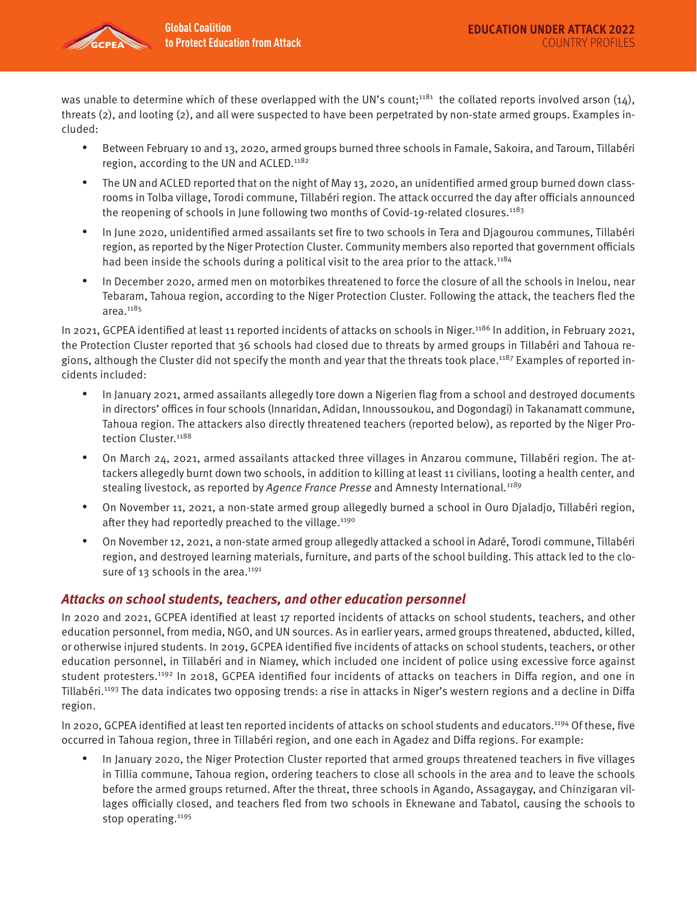was unable to determine which of these overlapped with the UN's count;[1181] the collated reports involved arson (14), threats (2), and looting (2), and all were suspected to have been perpetrated by non-state armed groups. Examples included:

- Between February 10 and 13, 2020, armed groups burned three schools in Famale, Sakoira, and Taroum, Tillabéri region, according to the UN and ACLED.[1182]
- The UN and ACLED reported that on the night of May 13, 2020, an unidentified armed group burned down classrooms in Tolba village, Torodi commune, Tillabéri region. The attack occurred the day after officials announced the reopening of schools in June following two months of Covid-19-related closures.[1183]
- In June 2020, unidentified armed assailants set fire to two schools in Tera and Djagourou communes, Tillabéri region, as reported by the Niger Protection Cluster. Community members also reported that government officials had been inside the schools during a political visit to the area prior to the attack.[1184]
- In December 2020, armed men on motorbikes threatened to force the closure of all the schools in Inelou, near Tebaram, Tahoua region, according to the Niger Protection Cluster. Following the attack, the teachers fled the area.[1185]

In 2021, GCPEA identified at least 11 reported incidents of attacks on schools in Niger.[1186] In addition, in February 2021, the Protection Cluster reported that 36 schools had closed due to threats by armed groups in Tillabéri and Tahoua regions, although the Cluster did not specify the month and year that the threats took place.[1187] Examples of reported incidents included:

- In January 2021, armed assailants allegedly tore down a Nigerien flag from a school and destroyed documents in directors' offices in four schools (Innaridan, Adidan, Innoussoukou, and Dogondagi) in Takanamatt commune, Tahoua region. The attackers also directly threatened teachers (reported below), as reported by the Niger Protection Cluster.[1188]
- On March 24, 2021, armed assailants attacked three villages in Anzarou commune, Tillabéri region. The attackers allegedly burnt down two schools, in addition to killing at least 11 civilians, looting a health center, and stealing livestock, as reported by *Agence France Presse* and Amnesty International.[1189]
- On November 11, 2021, a non-state armed group allegedly burned a school in Ouro Djaladjo, Tillabéri region, after they had reportedly preached to the village.[1190]
- On November 12, 2021, a non-state armed group allegedly attacked a school in Adaré, Torodi commune, Tillabéri region, and destroyed learning materials, furniture, and parts of the school building. This attack led to the closure of 13 schools in the area.[1191]

### *Attacks on school students, teachers, and other education personnel*

In 2020 and 2021, GCPEA identified at least 17 reported incidents of attacks on school students, teachers, and other education personnel, from media, NGO, and UN sources. As in earlier years, armed groups threatened, abducted, killed, or otherwise injured students. In 2019, GCPEA identified five incidents of attacks on school students, teachers, or other education personnel, in Tillabéri and in Niamey, which included one incident of police using excessive force against student protesters.[1192] In 2018, GCPEA identified four incidents of attacks on teachers in Diffa region, and one in Tillabéri.[1193] The data indicates two opposing trends: a rise in attacks in Niger's western regions and a decline in Diffa region.

In 2020, GCPEA identified at least ten reported incidents of attacks on school students and educators.[1194] Of these, five occurred in Tahoua region, three in Tillabéri region, and one each in Agadez and Diffa regions. For example:

- In January 2020, the Niger Protection Cluster reported that armed groups threatened teachers in five villages in Tillia commune, Tahoua region, ordering teachers to close all schools in the area and to leave the schools before the armed groups returned. After the threat, three schools in Agando, Assagaygay, and Chinzigaran villages officially closed, and teachers fled from two schools in Eknewane and Tabatol, causing the schools to stop operating.[1195]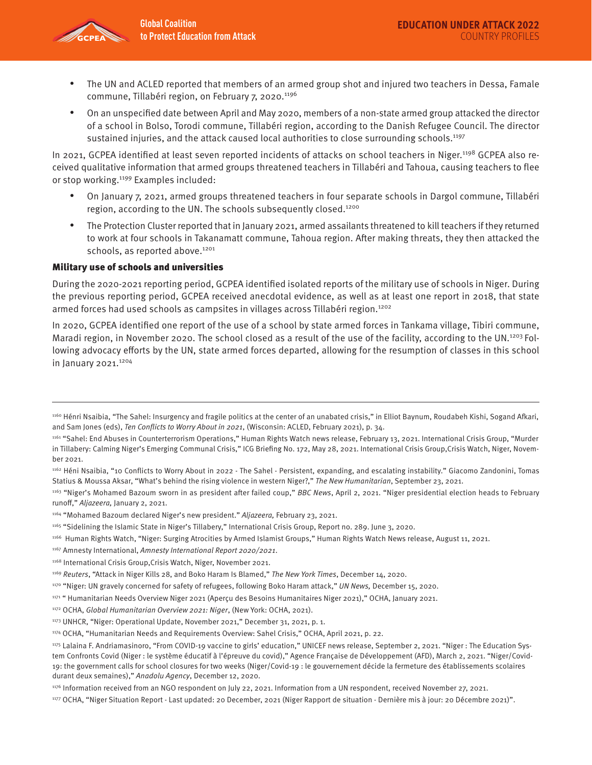- The UN and ACLED reported that members of an armed group shot and injured two teachers in Dessa, Famale commune, Tillabéri region, on February 7, 2020.[1196]
- On an unspecified date between April and May 2020, members of a non-state armed group attacked the director of a school in Bolso, Torodi commune, Tillabéri region, according to the Danish Refugee Council. The director sustained injuries, and the attack caused local authorities to close surrounding schools.[1197]

In 2021, GCPEA identified at least seven reported incidents of attacks on school teachers in Niger.[1198] GCPEA also received qualitative information that armed groups threatened teachers in Tillabéri and Tahoua, causing teachers to flee or stop working.[1199] Examples included:

- On January 7, 2021, armed groups threatened teachers in four separate schools in Dargol commune, Tillabéri region, according to the UN. The schools subsequently closed.[1200]
- The Protection Cluster reported that in January 2021, armed assailants threatened to kill teachers if they returned to work at four schools in Takanamatt commune, Tahoua region. After making threats, they then attacked the schools, as reported above.[1201]

### Military use of schools and universities

During the 2020-2021 reporting period, GCPEA identified isolated reports of the military use of schools in Niger. During the previous reporting period, GCPEA received anecdotal evidence, as well as at least one report in 2018, that state armed forces had used schools as campsites in villages across Tillabéri region.[1202]

In 2020, GCPEA identified one report of the use of a school by state armed forces in Tankama village, Tibiri commune, Maradi region, in November 2020. The school closed as a result of the use of the facility, according to the UN.[1203] Following advocacy efforts by the UN, state armed forces departed, allowing for the resumption of classes in this school in January 2021.[1204]

---

[1160] Hénri Nsaibia, "The Sahel: Insurgency and fragile politics at the center of an unabated crisis," in Elliot Baynum, Roudabeh Kishi, Sogand Afkari, and Sam Jones (eds), *Ten Conflicts to Worry About in 2021*, (Wisconsin: ACLED, February 2021), p. 34.

[1161] "Sahel: End Abuses in Counterterrorism Operations," Human Rights Watch news release, February 13, 2021. International Crisis Group, "Murder in Tillabery: Calming Niger's Emerging Communal Crisis," ICG Briefing No. 172, May 28, 2021. International Crisis Group,Crisis Watch, Niger, November 2021.

[1162] Héni Nsaibia, "10 Conflicts to Worry About in 2022 - The Sahel - Persistent, expanding, and escalating instability." Giacomo Zandonini, Tomas Statius & Moussa Aksar, "What's behind the rising violence in western Niger?," *The New Humanitarian*, September 23, 2021.

[1163] "Niger's Mohamed Bazoum sworn in as president after failed coup," *BBC News*, April 2, 2021. "Niger presidential election heads to February runoff," *Aljazeera,* January 2, 2021.

[1164] "Mohamed Bazoum declared Niger's new president." *Aljazeera,* February 23, 2021.

[1165] "Sidelining the Islamic State in Niger's Tillabery," International Crisis Group, Report no. 289. June 3, 2020.

[1166] Human Rights Watch, "Niger: Surging Atrocities by Armed Islamist Groups," Human Rights Watch News release, August 11, 2021.

[1167] Amnesty International, *Amnesty International Report 2020/2021*.

[1168] International Crisis Group,Crisis Watch, Niger, November 2021.

[1169] *Reuters*, "Attack in Niger Kills 28, and Boko Haram Is Blamed," *The New York Times*, December 14, 2020.

[1170] "Niger: UN gravely concerned for safety of refugees, following Boko Haram attack," *UN News,* December 15, 2020.

[1171] " Humanitarian Needs Overview Niger 2021 (Aperçu des Besoins Humanitaires Niger 2021)," OCHA, January 2021.

[1172] OCHA, *Global Humanitarian Overview 2021: Niger*, (New York: OCHA, 2021).

[1173] UNHCR, "Niger: Operational Update, November 2021," December 31, 2021, p. 1.

[1174] OCHA, "Humanitarian Needs and Requirements Overview: Sahel Crisis," OCHA, April 2021, p. 22.

[1175] Lalaina F. Andriamasinoro, "From COVID-19 vaccine to girls' education," UNICEF news release, September 2, 2021. "Niger : The Education System Confronts Covid (Niger : le système éducatif à l'épreuve du covid)," Agence Française de Développement (AFD), March 2, 2021. "Niger/Covid-19: the government calls for school closures for two weeks (Niger/Covid-19 : le gouvernement décide la fermeture des établissements scolaires durant deux semaines)," *Anadolu Agency*, December 12, 2020.

[1176] Information received from an NGO respondent on July 22, 2021. Information from a UN respondent, received November 27, 2021.

[1177] OCHA, "Niger Situation Report - Last updated: 20 December, 2021 (Niger Rapport de situation - Dernière mis à jour: 20 Décembre 2021)".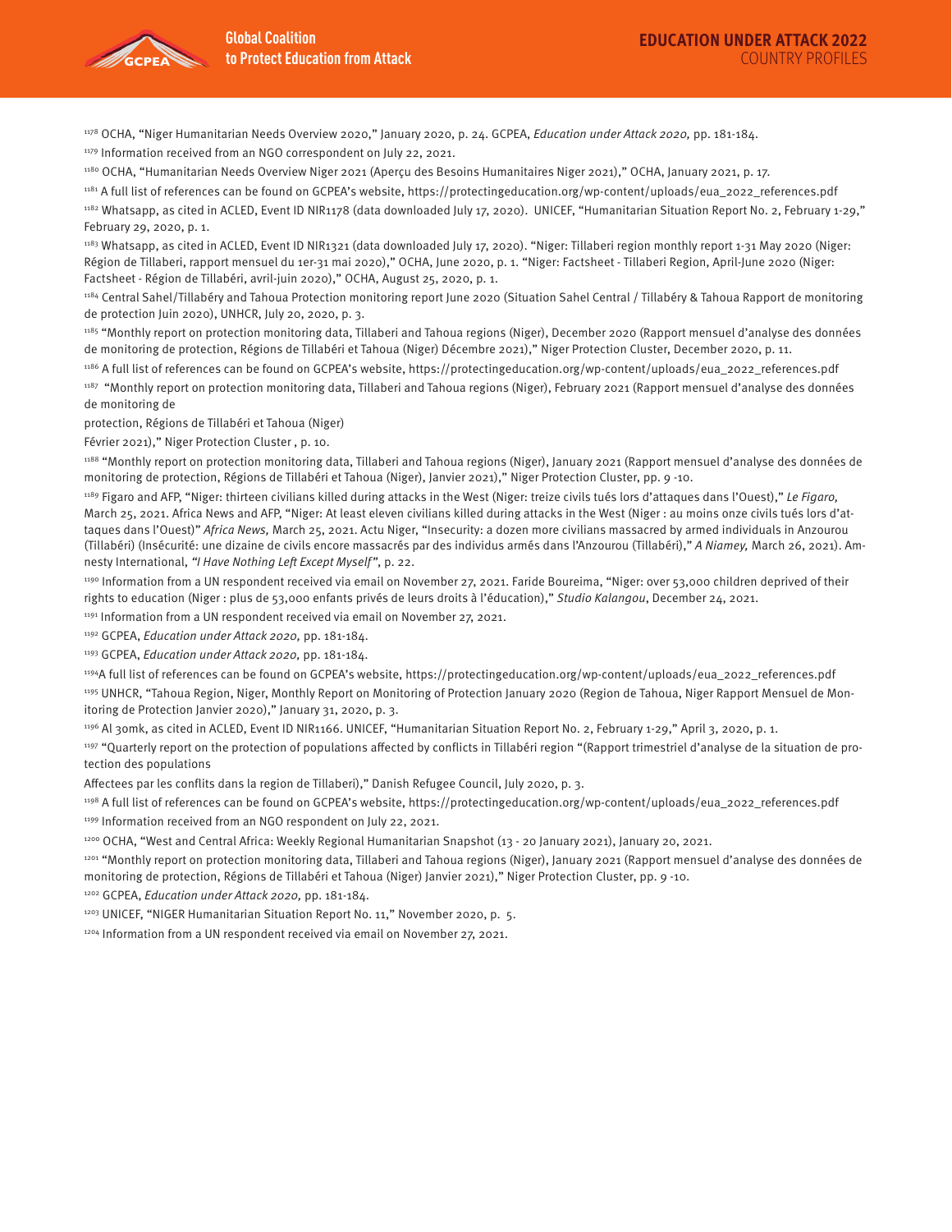[1178] OCHA, "Niger Humanitarian Needs Overview 2020," January 2020, p. 24. GCPEA, *Education under Attack 2020,* pp. 181-184.

[1179] Information received from an NGO correspondent on July 22, 2021.

[1180] OCHA, "Humanitarian Needs Overview Niger 2021 (Aperçu des Besoins Humanitaires Niger 2021)," OCHA, January 2021, p. 17.

[1181] A full list of references can be found on GCPEA's website, https://protectingeducation.org/wp-content/uploads/eua_2022_references.pdf

[1182] Whatsapp, as cited in ACLED, Event ID NIR1178 (data downloaded July 17, 2020). UNICEF, "Humanitarian Situation Report No. 2, February 1-29," February 29, 2020, p. 1.

[1183] Whatsapp, as cited in ACLED, Event ID NIR1321 (data downloaded July 17, 2020). "Niger: Tillaberi region monthly report 1-31 May 2020 (Niger: Région de Tillaberi, rapport mensuel du 1er-31 mai 2020)," OCHA, June 2020, p. 1. "Niger: Factsheet - Tillaberi Region, April-June 2020 (Niger: Factsheet - Région de Tillabéri, avril-juin 2020)," OCHA, August 25, 2020, p. 1.

[1184] Central Sahel/Tillabéry and Tahoua Protection monitoring report June 2020 (Situation Sahel Central / Tillabéry & Tahoua Rapport de monitoring de protection Juin 2020), UNHCR, July 20, 2020, p. 3.

[1185] "Monthly report on protection monitoring data, Tillaberi and Tahoua regions (Niger), December 2020 (Rapport mensuel d'analyse des données de monitoring de protection, Régions de Tillabéri et Tahoua (Niger) Décembre 2021)," Niger Protection Cluster, December 2020, p. 11.

[1186] A full list of references can be found on GCPEA's website, https://protectingeducation.org/wp-content/uploads/eua_2022_references.pdf

[1187] "Monthly report on protection monitoring data, Tillaberi and Tahoua regions (Niger), February 2021 (Rapport mensuel d'analyse des données de monitoring de

protection, Régions de Tillabéri et Tahoua (Niger)

Février 2021)," Niger Protection Cluster , p. 10.

[1188] "Monthly report on protection monitoring data, Tillaberi and Tahoua regions (Niger), January 2021 (Rapport mensuel d'analyse des données de monitoring de protection, Régions de Tillabéri et Tahoua (Niger), Janvier 2021)," Niger Protection Cluster, pp. 9 -10.

[1189] Figaro and AFP, "Niger: thirteen civilians killed during attacks in the West (Niger: treize civils tués lors d'attaques dans l'Ouest)," *Le Figaro,* March 25, 2021. Africa News and AFP, "Niger: At least eleven civilians killed during attacks in the West (Niger : au moins onze civils tués lors d'attaques dans l'Ouest)" *Africa News,* March 25, 2021. Actu Niger, "Insecurity: a dozen more civilians massacred by armed individuals in Anzourou (Tillabéri) (Insécurité: une dizaine de civils encore massacrés par des individus armés dans l'Anzourou (Tillabéri)," *A Niamey,* March 26, 2021). Amnesty International, *"I Have Nothing Left Except Myself"*, p. 22.

[1190] Information from a UN respondent received via email on November 27, 2021. Faride Boureima, "Niger: over 53,000 children deprived of their rights to education (Niger : plus de 53,000 enfants privés de leurs droits à l'éducation)," *Studio Kalangou*, December 24, 2021.

[1191] Information from a UN respondent received via email on November 27, 2021.

[1192] GCPEA, *Education under Attack 2020,* pp. 181-184.

[1193] GCPEA, *Education under Attack 2020,* pp. 181-184.

[1194] A full list of references can be found on GCPEA's website, https://protectingeducation.org/wp-content/uploads/eua_2022_references.pdf

[1195] UNHCR, "Tahoua Region, Niger, Monthly Report on Monitoring of Protection January 2020 (Region de Tahoua, Niger Rapport Mensuel de Monitoring de Protection Janvier 2020)," January 31, 2020, p. 3.

[1196] Al 30mk, as cited in ACLED, Event ID NIR1166. UNICEF, "Humanitarian Situation Report No. 2, February 1-29," April 3, 2020, p. 1.

[1197] "Quarterly report on the protection of populations affected by conflicts in Tillabéri region "(Rapport trimestriel d'analyse de la situation de protection des populations

Affectees par les conflits dans la region de Tillaberi)," Danish Refugee Council, July 2020, p. 3.

[1198] A full list of references can be found on GCPEA's website, https://protectingeducation.org/wp-content/uploads/eua_2022_references.pdf

[1199] Information received from an NGO respondent on July 22, 2021.

[1200] OCHA, "West and Central Africa: Weekly Regional Humanitarian Snapshot (13 - 20 January 2021), January 20, 2021.

[1201] "Monthly report on protection monitoring data, Tillaberi and Tahoua regions (Niger), January 2021 (Rapport mensuel d'analyse des données de monitoring de protection, Régions de Tillabéri et Tahoua (Niger) Janvier 2021)," Niger Protection Cluster, pp. 9 -10.

[1202] GCPEA, *Education under Attack 2020,* pp. 181-184.

[1203] UNICEF, "NIGER Humanitarian Situation Report No. 11," November 2020, p. 5.

[1204] Information from a UN respondent received via email on November 27, 2021.